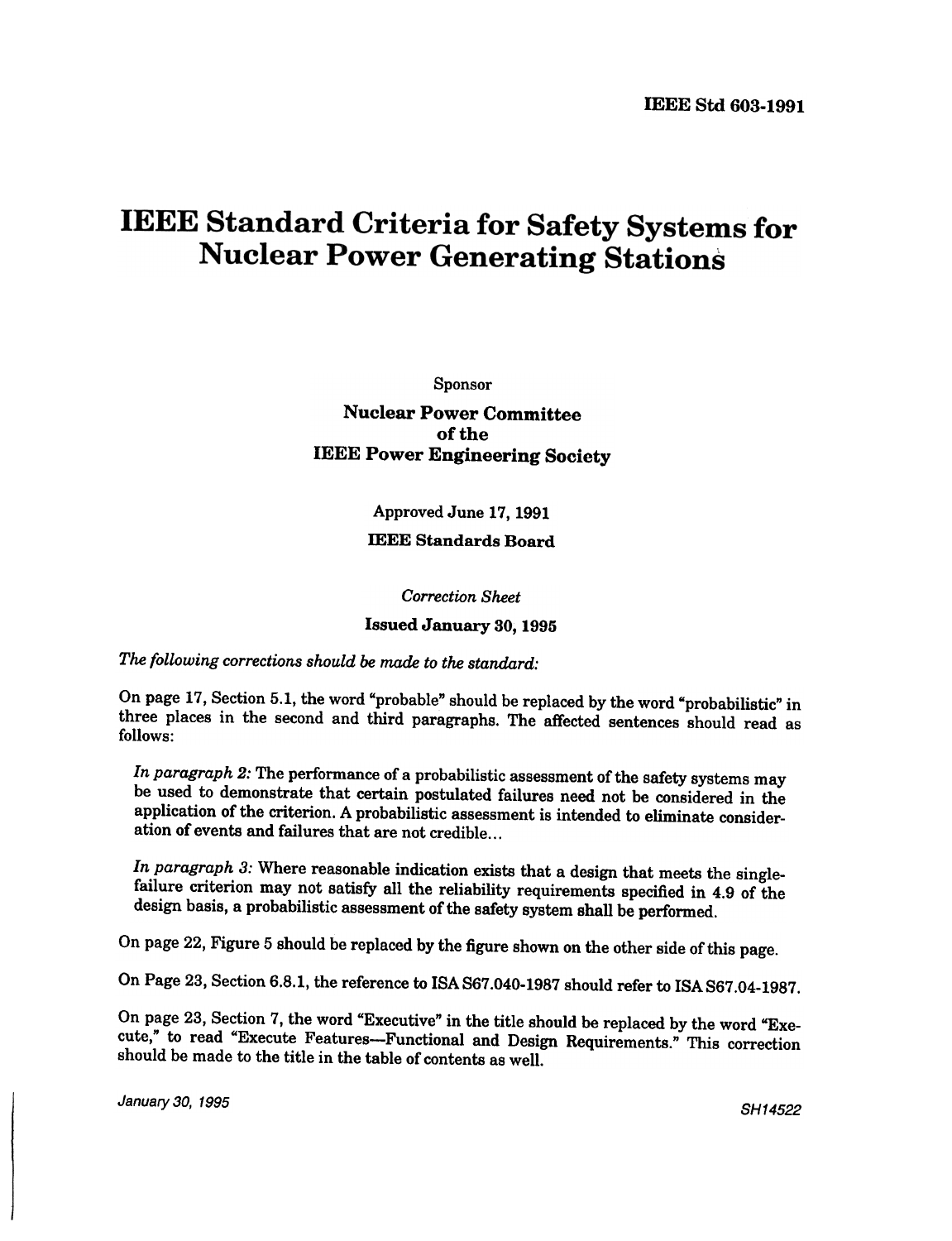IEEE Std 603-1991

# IEEE Standard Criteria for Safety Systems for Nuclear Power Generating Stations

Sponsor

**Nuclear Power Committee of the IEEE Power Engineering Society**

Approved June 17, 1991

**IEEE Standards Board**

*Correction Sheet*

**Issued January 30, 1995**

*The following corrections should be made to the standard:*

On page 17, Section 5.1, the word "probable" should be replaced by the word "probabilistic" in three places in the second and third paragraphs. The affected sentences should read as follows:

*In paragraph 2:* The performance of a probabilistic assessment of the safety systems may be used to demonstrate that certain postulated failures need not be considered in the application of the criterion. A probabilistic assessment is intended to eliminate consideration of events and failures that are not credible...

*In paragraph 3:* Where reasonable indication exists that a design that meets the single-failure criterion may not satisfy all the reliability requirements specified in 4.9 of the design basis, a probabilistic assessment of the safety system shall be performed.

On page 22, Figure 5 should be replaced by the figure shown on the other side of this page.

On Page 23, Section 6.8.1, the reference to ISA S67.040-1987 should refer to ISA S67.04-1987.

On page 23, Section 7, the word "Executive" in the title should be replaced by the word "Execute," to read "Execute Features—Functional and Design Requirements." This correction should be made to the title in the table of contents as well.

*January 30, 1995*

*SH14522*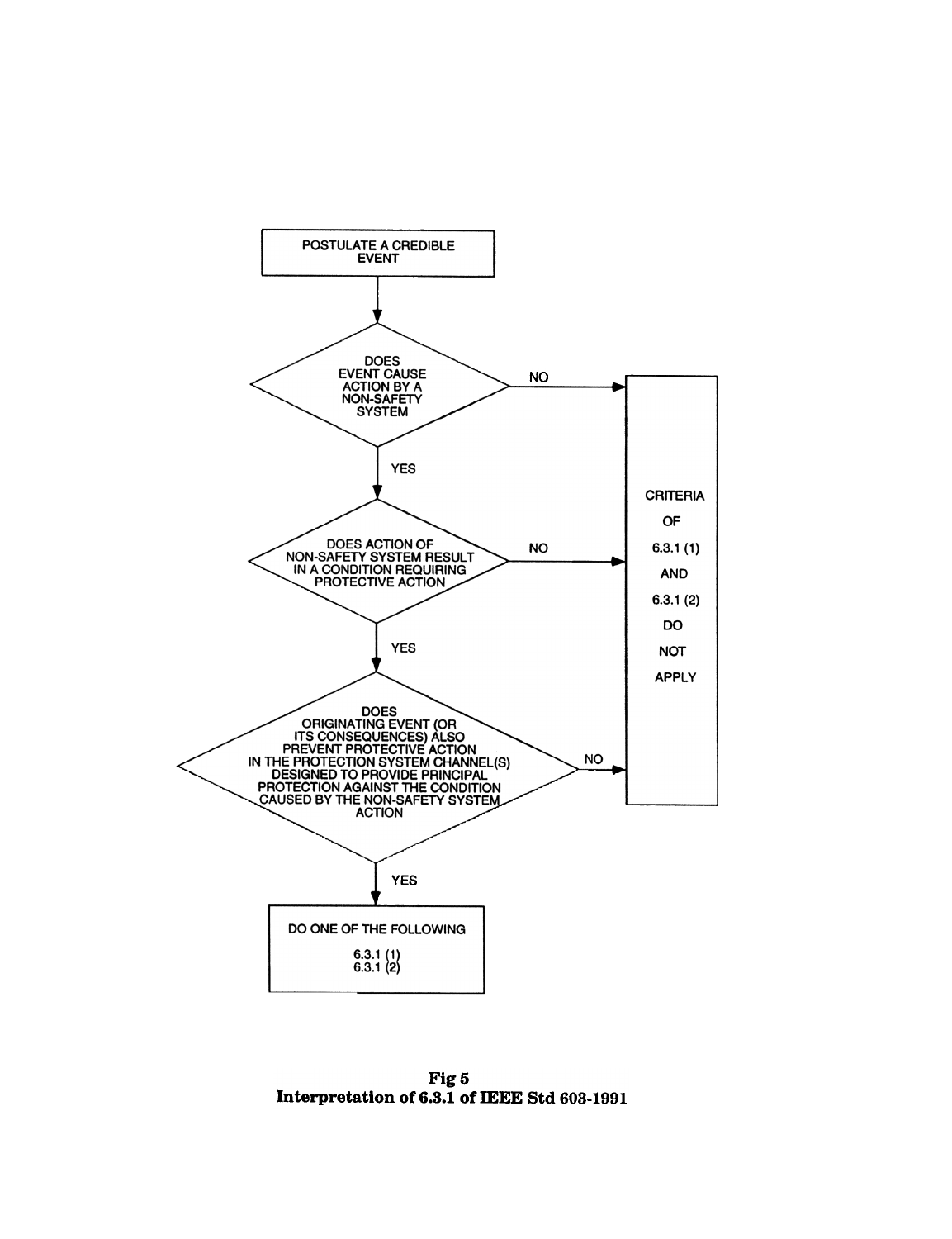POSTULATE A CREDIBLE EVENT

DOES EVENT CAUSE ACTION BY A NON-SAFETY SYSTEM

NO

YES

DOES ACTION OF NON-SAFETY SYSTEM RESULT IN A CONDITION REQUIRING PROTECTIVE ACTION

NO

YES

DOES ORIGINATING EVENT (OR ITS CONSEQUENCES) ALSO PREVENT PROTECTIVE ACTION IN THE PROTECTION SYSTEM CHANNEL(S) DESIGNED TO PROVIDE PRINCIPAL PROTECTION AGAINST THE CONDITION CAUSED BY THE NON-SAFETY SYSTEM ACTION

NO

YES

CRITERIA OF 6.3.1 (1) AND 6.3.1 (2) DO NOT APPLY

DO ONE OF THE FOLLOWING

6.3.1 (1)
6.3.1 (2)

**Fig 5**
**Interpretation of 6.3.1 of IEEE Std 603-1991**